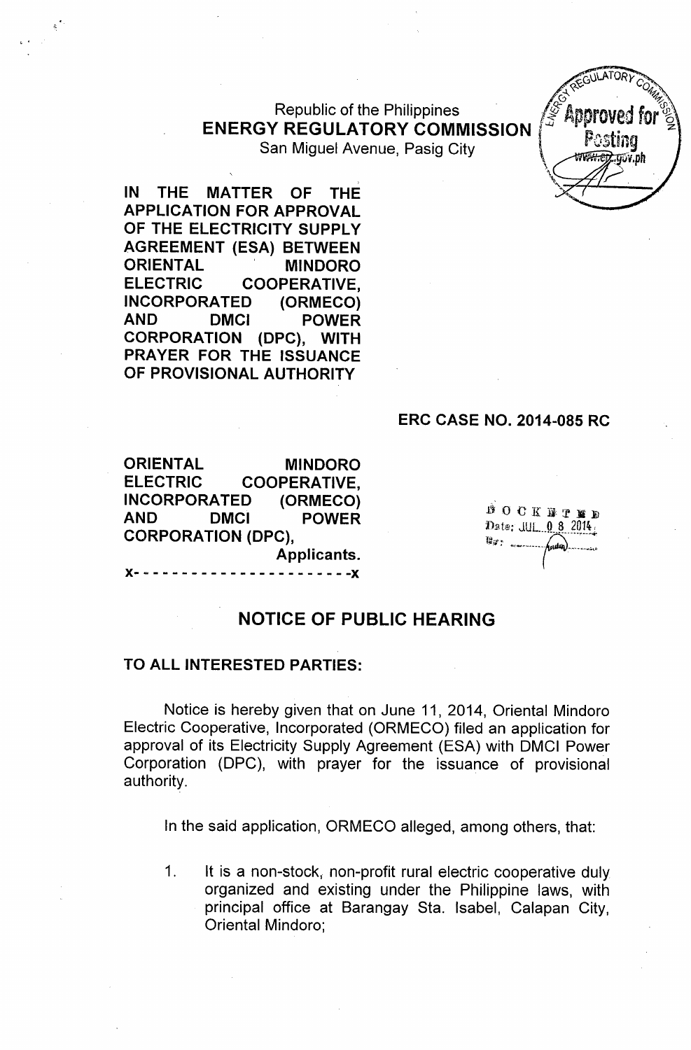Republic of the Philippines
**ENERGY REGULATORY COMMISSION**
San Miguel Avenue, Pasig City

**IN THE MATTER OF THE APPLICATION FOR APPROVAL OF THE ELECTRICITY SUPPLY AGREEMENT (ESA) BETWEEN ORIENTAL MINDORO ELECTRIC COOPERATIVE, INCORPORATED (ORMECO) AND DMCI POWER CORPORATION (DPC), WITH PRAYER FOR THE ISSUANCE OF PROVISIONAL AUTHORITY**

**ERC CASE NO. 2014-085 RC**

**ORIENTAL MINDORO ELECTRIC COOPERATIVE, INCORPORATED (ORMECO) AND DMCI POWER CORPORATION (DPC),**
**Applicants.**

x- - - - - - - - - - - - - - - - - - - - - -x

DOCKETED
Date: JUL 08 2014

## NOTICE OF PUBLIC HEARING

**TO ALL INTERESTED PARTIES:**

Notice is hereby given that on June 11, 2014, Oriental Mindoro Electric Cooperative, Incorporated (ORMECO) filed an application for approval of its Electricity Supply Agreement (ESA) with DMCI Power Corporation (DPC), with prayer for the issuance of provisional authority.

In the said application, ORMECO alleged, among others, that:

1. It is a non-stock, non-profit rural electric cooperative duly organized and existing under the Philippine laws, with principal office at Barangay Sta. Isabel, Calapan City, Oriental Mindoro;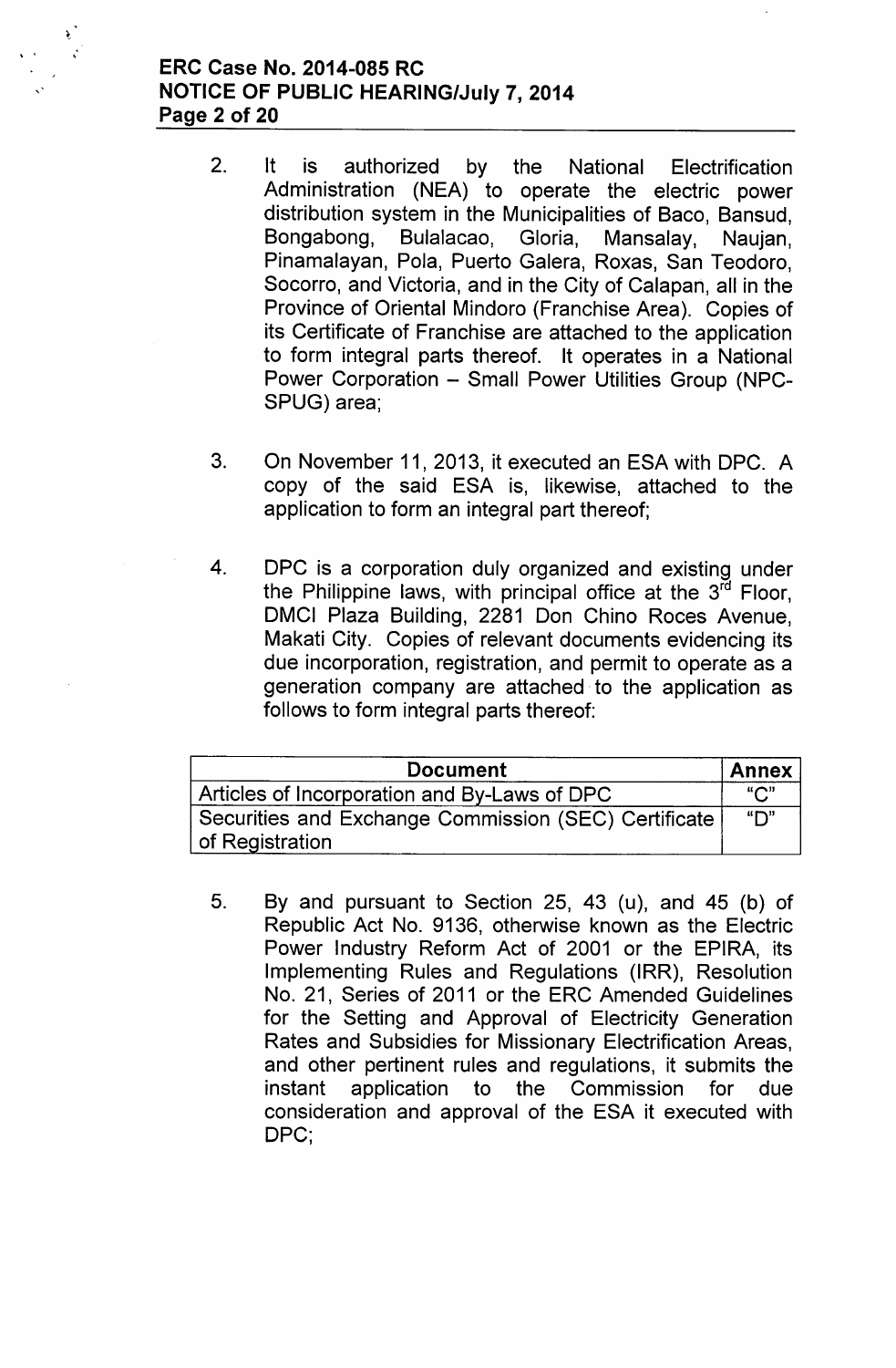2. It is authorized by the National Electrification Administration (NEA) to operate the electric power distribution system in the Municipalities of Baco, Bansud, Bongabong, Bulalacao, Gloria, Mansalay, Naujan, Pinamalayan, Pola, Puerto Galera, Roxas, San Teodoro, Socorro, and Victoria, and in the City of Calapan, all in the Province of Oriental Mindoro (Franchise Area). Copies of its Certificate of Franchise are attached to the application to form integral parts thereof. It operates in a National Power Corporation – Small Power Utilities Group (NPC-SPUG) area;

3. On November 11, 2013, it executed an ESA with DPC. A copy of the said ESA is, likewise, attached to the application to form an integral part thereof;

4. DPC is a corporation duly organized and existing under the Philippine laws, with principal office at the 3rd Floor, DMCI Plaza Building, 2281 Don Chino Roces Avenue, Makati City. Copies of relevant documents evidencing its due incorporation, registration, and permit to operate as a generation company are attached to the application as follows to form integral parts thereof:

| Document | Annex |
|---|---|
| Articles of Incorporation and By-Laws of DPC | "C" |
| Securities and Exchange Commission (SEC) Certificate of Registration | "D" |

5. By and pursuant to Section 25, 43 (u), and 45 (b) of Republic Act No. 9136, otherwise known as the Electric Power Industry Reform Act of 2001 or the EPIRA, its Implementing Rules and Regulations (IRR), Resolution No. 21, Series of 2011 or the ERC Amended Guidelines for the Setting and Approval of Electricity Generation Rates and Subsidies for Missionary Electrification Areas, and other pertinent rules and regulations, it submits the instant application to the Commission for due consideration and approval of the ESA it executed with DPC;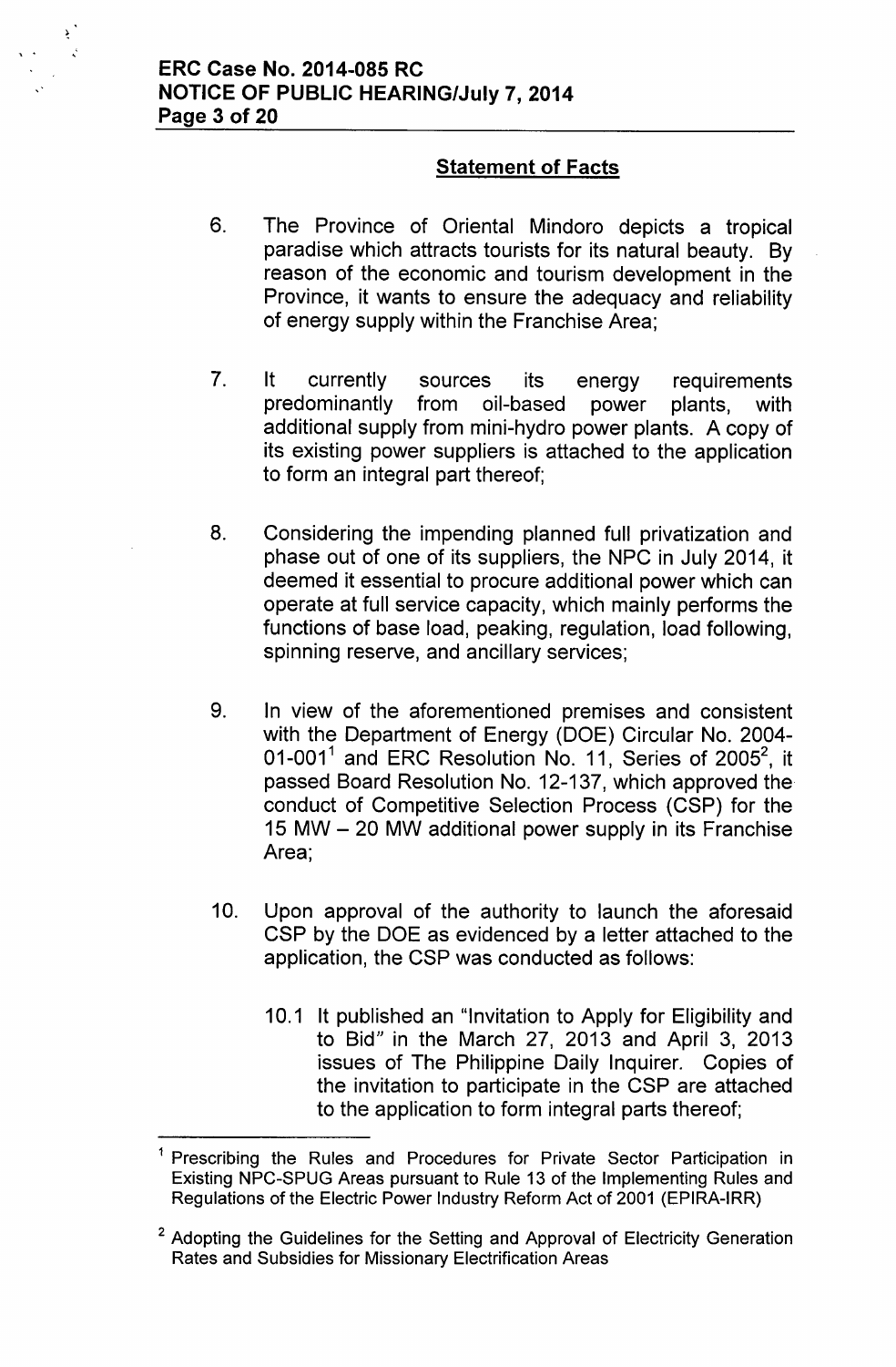## Statement of Facts

6. The Province of Oriental Mindoro depicts a tropical paradise which attracts tourists for its natural beauty. By reason of the economic and tourism development in the Province, it wants to ensure the adequacy and reliability of energy supply within the Franchise Area;

7. It currently sources its energy requirements predominantly from oil-based power plants, with additional supply from mini-hydro power plants. A copy of its existing power suppliers is attached to the application to form an integral part thereof;

8. Considering the impending planned full privatization and phase out of one of its suppliers, the NPC in July 2014, it deemed it essential to procure additional power which can operate at full service capacity, which mainly performs the functions of base load, peaking, regulation, load following, spinning reserve, and ancillary services;

9. In view of the aforementioned premises and consistent with the Department of Energy (DOE) Circular No. 2004-01-001[1] and ERC Resolution No. 11, Series of 2005[2], it passed Board Resolution No. 12-137, which approved the conduct of Competitive Selection Process (CSP) for the 15 MW – 20 MW additional power supply in its Franchise Area;

10. Upon approval of the authority to launch the aforesaid CSP by the DOE as evidenced by a letter attached to the application, the CSP was conducted as follows:

    10.1 It published an "Invitation to Apply for Eligibility and to Bid" in the March 27, 2013 and April 3, 2013 issues of The Philippine Daily Inquirer. Copies of the invitation to participate in the CSP are attached to the application to form integral parts thereof;

---

[1] Prescribing the Rules and Procedures for Private Sector Participation in Existing NPC-SPUG Areas pursuant to Rule 13 of the Implementing Rules and Regulations of the Electric Power Industry Reform Act of 2001 (EPIRA-IRR)

[2] Adopting the Guidelines for the Setting and Approval of Electricity Generation Rates and Subsidies for Missionary Electrification Areas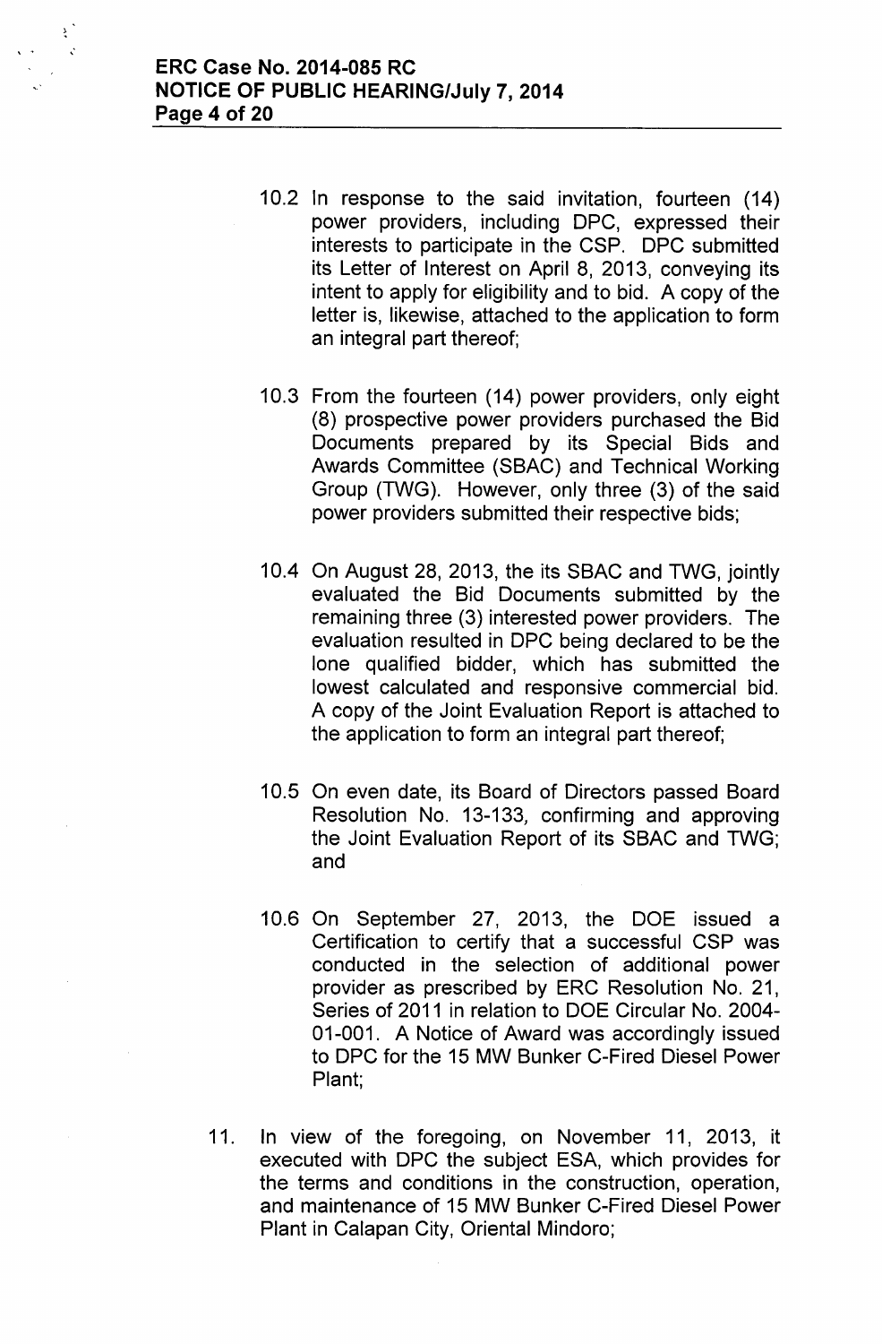10.2 In response to the said invitation, fourteen (14) power providers, including DPC, expressed their interests to participate in the CSP. DPC submitted its Letter of Interest on April 8, 2013, conveying its intent to apply for eligibility and to bid. A copy of the letter is, likewise, attached to the application to form an integral part thereof;

10.3 From the fourteen (14) power providers, only eight (8) prospective power providers purchased the Bid Documents prepared by its Special Bids and Awards Committee (SBAC) and Technical Working Group (TWG). However, only three (3) of the said power providers submitted their respective bids;

10.4 On August 28, 2013, the its SBAC and TWG, jointly evaluated the Bid Documents submitted by the remaining three (3) interested power providers. The evaluation resulted in DPC being declared to be the lone qualified bidder, which has submitted the lowest calculated and responsive commercial bid. A copy of the Joint Evaluation Report is attached to the application to form an integral part thereof;

10.5 On even date, its Board of Directors passed Board Resolution No. 13-133, confirming and approving the Joint Evaluation Report of its SBAC and TWG; and

10.6 On September 27, 2013, the DOE issued a Certification to certify that a successful CSP was conducted in the selection of additional power provider as prescribed by ERC Resolution No. 21, Series of 2011 in relation to DOE Circular No. 2004-01-001. A Notice of Award was accordingly issued to DPC for the 15 MW Bunker C-Fired Diesel Power Plant;

11. In view of the foregoing, on November 11, 2013, it executed with DPC the subject ESA, which provides for the terms and conditions in the construction, operation, and maintenance of 15 MW Bunker C-Fired Diesel Power Plant in Calapan City, Oriental Mindoro;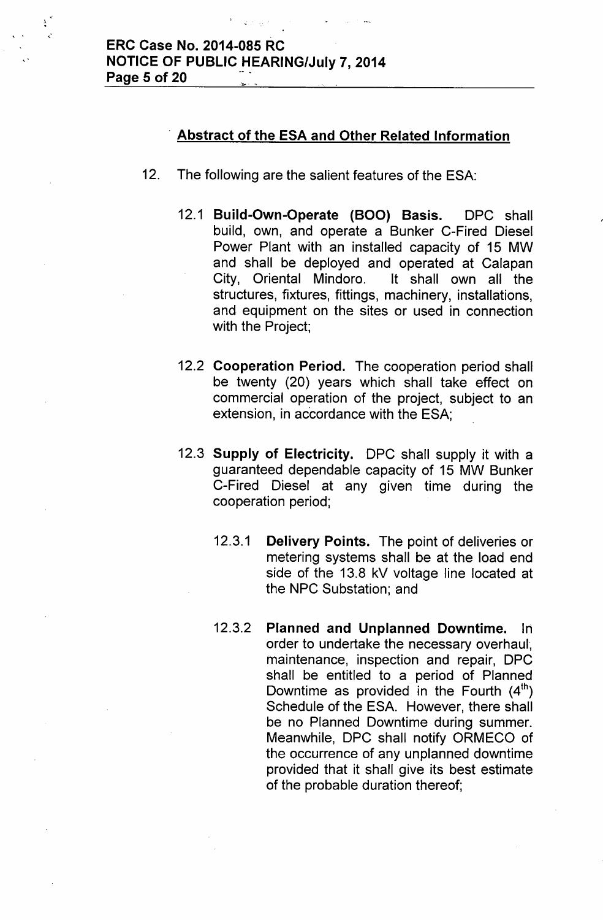## Abstract of the ESA and Other Related Information

12. The following are the salient features of the ESA:

    12.1 **Build-Own-Operate (BOO) Basis.** DPC shall build, own, and operate a Bunker C-Fired Diesel Power Plant with an installed capacity of 15 MW and shall be deployed and operated at Calapan City, Oriental Mindoro. It shall own all the structures, fixtures, fittings, machinery, installations, and equipment on the sites or used in connection with the Project;

    12.2 **Cooperation Period.** The cooperation period shall be twenty (20) years which shall take effect on commercial operation of the project, subject to an extension, in accordance with the ESA;

    12.3 **Supply of Electricity.** DPC shall supply it with a guaranteed dependable capacity of 15 MW Bunker C-Fired Diesel at any given time during the cooperation period;

        12.3.1 **Delivery Points.** The point of deliveries or metering systems shall be at the load end side of the 13.8 kV voltage line located at the NPC Substation; and

        12.3.2 **Planned and Unplanned Downtime.** In order to undertake the necessary overhaul, maintenance, inspection and repair, DPC shall be entitled to a period of Planned Downtime as provided in the Fourth (4th) Schedule of the ESA. However, there shall be no Planned Downtime during summer. Meanwhile, DPC shall notify ORMECO of the occurrence of any unplanned downtime provided that it shall give its best estimate of the probable duration thereof;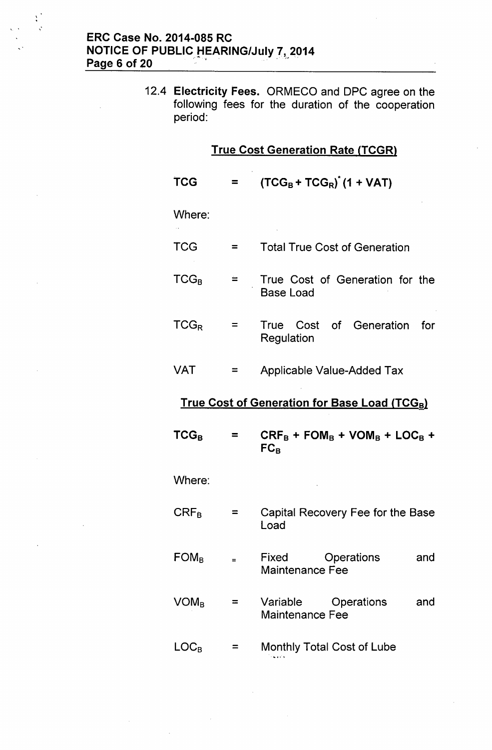12.4 **Electricity Fees.** ORMECO and DPC agree on the following fees for the duration of the cooperation period:

**<u>True Cost Generation Rate (TCGR)</u>**

$$TCG = (TCG_B + TCG_R)^{*}(1 + VAT)$$

Where:

$TCG$ = Total True Cost of Generation

$TCG_B$ = True Cost of Generation for the Base Load

$TCG_R$ = True Cost of Generation for Regulation

$VAT$ = Applicable Value-Added Tax

**<u>True Cost of Generation for Base Load ($TCG_B$)</u>**

$$TCG_B = CRF_B + FOM_B + VOM_B + LOC_B + FC_B$$

Where:

$CRF_B$ = Capital Recovery Fee for the Base Load

$FOM_B$ = Fixed Operations and Maintenance Fee

$VOM_B$ = Variable Operations and Maintenance Fee

$LOC_B$ = Monthly Total Cost of Lube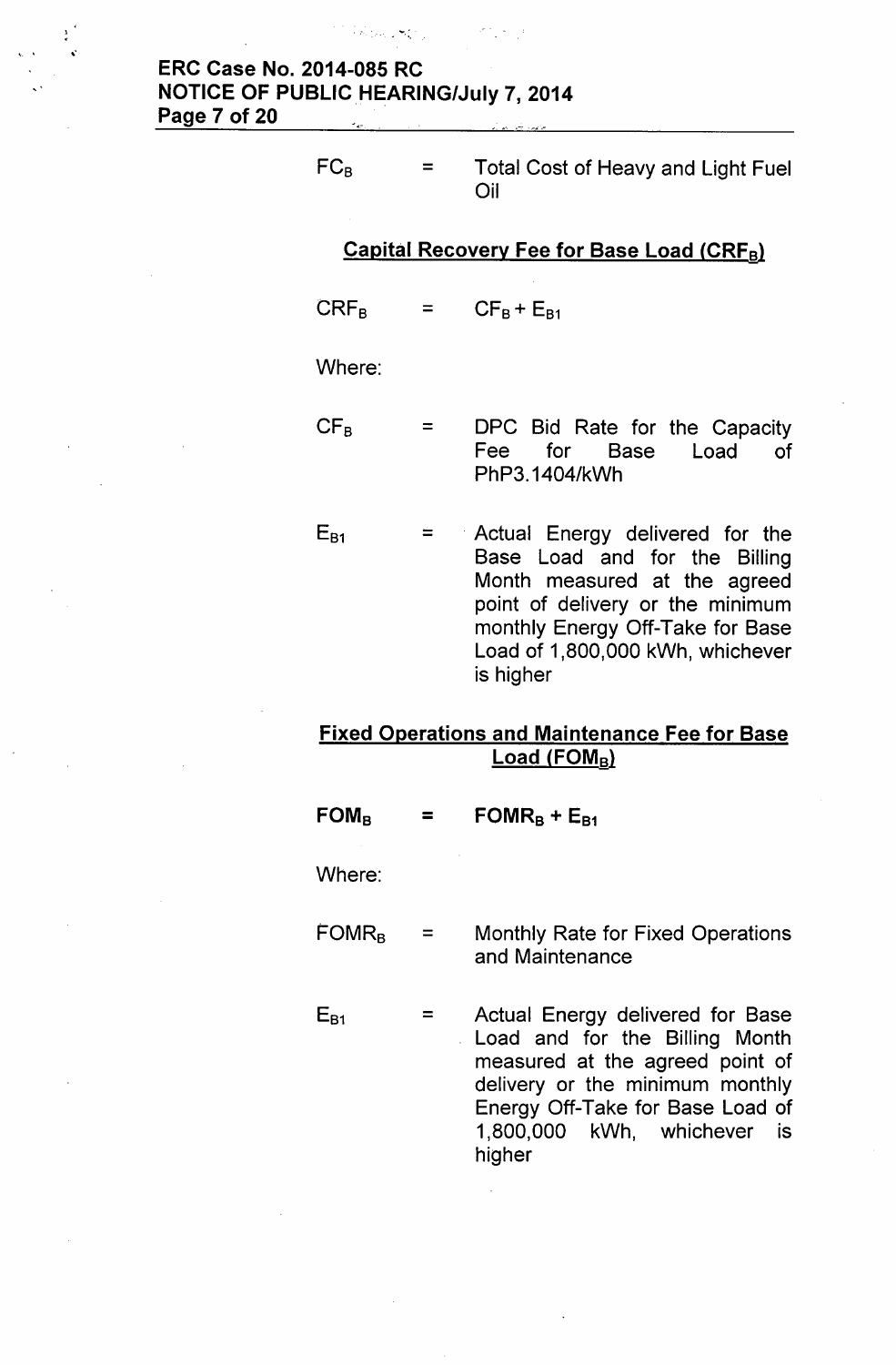$FC_B$ = Total Cost of Heavy and Light Fuel Oil

**Capital Recovery Fee for Base Load ($CRF_B$)**

$$CRF_B = CF_B + E_{B1}$$

Where:

$CF_B$ = DPC Bid Rate for the Capacity Fee for Base Load of PhP3.1404/kWh

$E_{B1}$ = Actual Energy delivered for the Base Load and for the Billing Month measured at the agreed point of delivery or the minimum monthly Energy Off-Take for Base Load of 1,800,000 kWh, whichever is higher

**Fixed Operations and Maintenance Fee for Base Load ($FOM_B$)**

$$FOM_B = FOMR_B + E_{B1}$$

Where:

$FOMR_B$ = Monthly Rate for Fixed Operations and Maintenance

$E_{B1}$ = Actual Energy delivered for Base Load and for the Billing Month measured at the agreed point of delivery or the minimum monthly Energy Off-Take for Base Load of 1,800,000 kWh, whichever is higher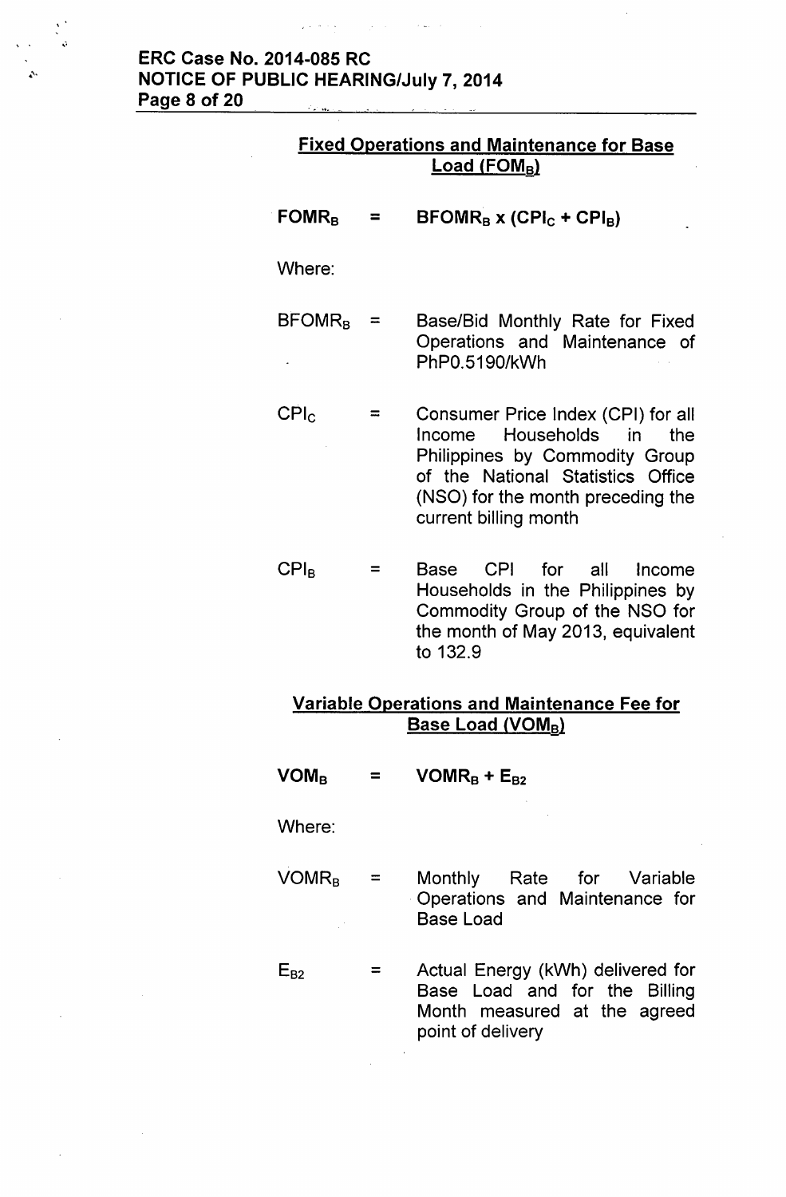## Fixed Operations and Maintenance for Base Load ($FOM_B$)

$$FOMR_B = BFOMR_B \times (CPI_C + CPI_B)$$

Where:

$BFOMR_B$ = Base/Bid Monthly Rate for Fixed Operations and Maintenance of PhP0.5190/kWh

$CPI_C$ = Consumer Price Index (CPI) for all Income Households in the Philippines by Commodity Group of the National Statistics Office (NSO) for the month preceding the current billing month

$CPI_B$ = Base CPI for all Income Households in the Philippines by Commodity Group of the NSO for the month of May 2013, equivalent to 132.9

## Variable Operations and Maintenance Fee for Base Load ($VOM_B$)

$$VOM_B = VOMR_B + E_{B2}$$

Where:

$VOMR_B$ = Monthly Rate for Variable Operations and Maintenance for Base Load

$E_{B2}$ = Actual Energy (kWh) delivered for Base Load and for the Billing Month measured at the agreed point of delivery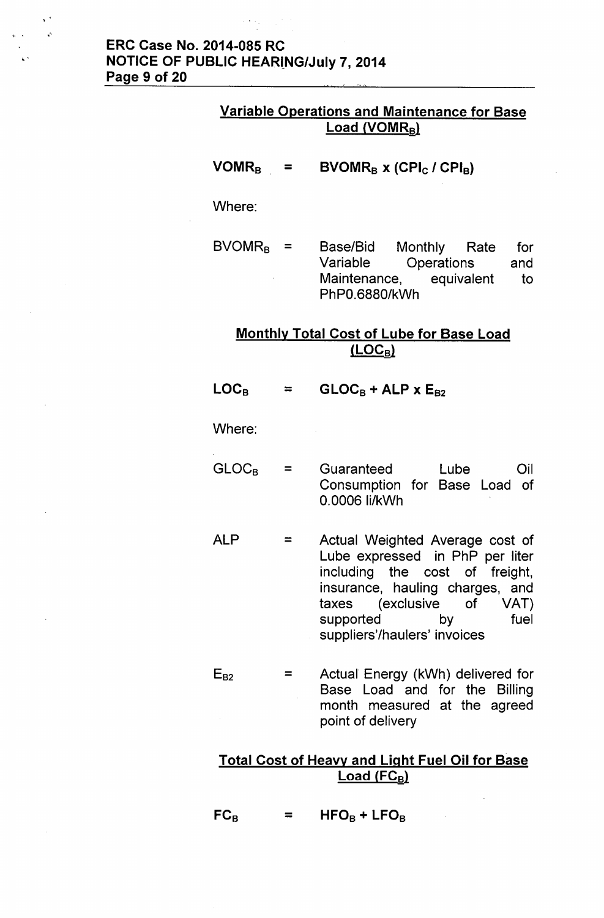### Variable Operations and Maintenance for Base Load ($VOMR_B$)

$$VOMR_B = BVOMR_B \times (CPI_C / CPI_B)$$

Where:

$BVOMR_B$ = Base/Bid Monthly Rate for Variable Operations and Maintenance, equivalent to PhP0.6880/kWh

### Monthly Total Cost of Lube for Base Load ($LOC_B$)

$$LOC_B = GLOC_B + ALP \times E_{B2}$$

Where:

$GLOC_B$ = Guaranteed Lube Oil Consumption for Base Load of 0.0006 li/kWh

$ALP$ = Actual Weighted Average cost of Lube expressed in PhP per liter including the cost of freight, insurance, hauling charges, and taxes (exclusive of VAT) supported by fuel suppliers'/haulers' invoices

$E_{B2}$ = Actual Energy (kWh) delivered for Base Load and for the Billing month measured at the agreed point of delivery

### Total Cost of Heavy and Light Fuel Oil for Base Load ($FC_B$)

$$FC_B = HFO_B + LFO_B$$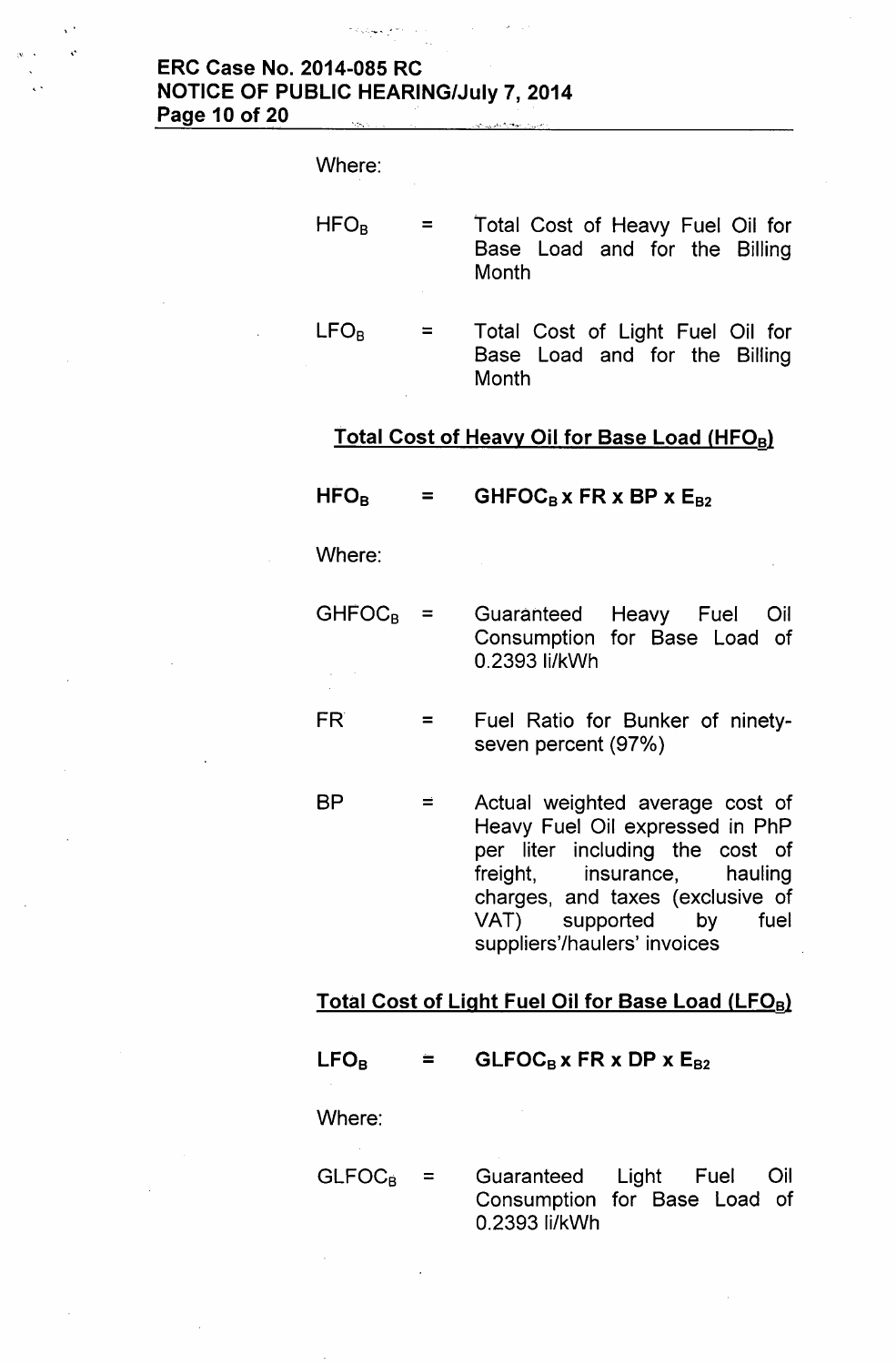Where:

| | | |
|---|---|---|
| $HFO_B$ | = | Total Cost of Heavy Fuel Oil for Base Load and for the Billing Month |
| $LFO_B$ | = | Total Cost of Light Fuel Oil for Base Load and for the Billing Month |

**<u>Total Cost of Heavy Oil for Base Load ($HFO_B$)</u>**

$$HFO_B = GHFOC_B \times FR \times BP \times E_{B2}$$

Where:

| | | |
|---|---|---|
| $GHFOC_B$ | = | Guaranteed Heavy Fuel Oil Consumption for Base Load of 0.2393 li/kWh |
| FR | = | Fuel Ratio for Bunker of ninety-seven percent (97%) |
| BP | = | Actual weighted average cost of Heavy Fuel Oil expressed in PhP per liter including the cost of freight, insurance, hauling charges, and taxes (exclusive of VAT) supported by fuel suppliers'/haulers' invoices |

**<u>Total Cost of Light Fuel Oil for Base Load ($LFO_B$)</u>**

$$LFO_B = GLFOC_B \times FR \times DP \times E_{B2}$$

Where:

| | | |
|---|---|---|
| $GLFOC_B$ | = | Guaranteed Light Fuel Oil Consumption for Base Load of 0.2393 li/kWh |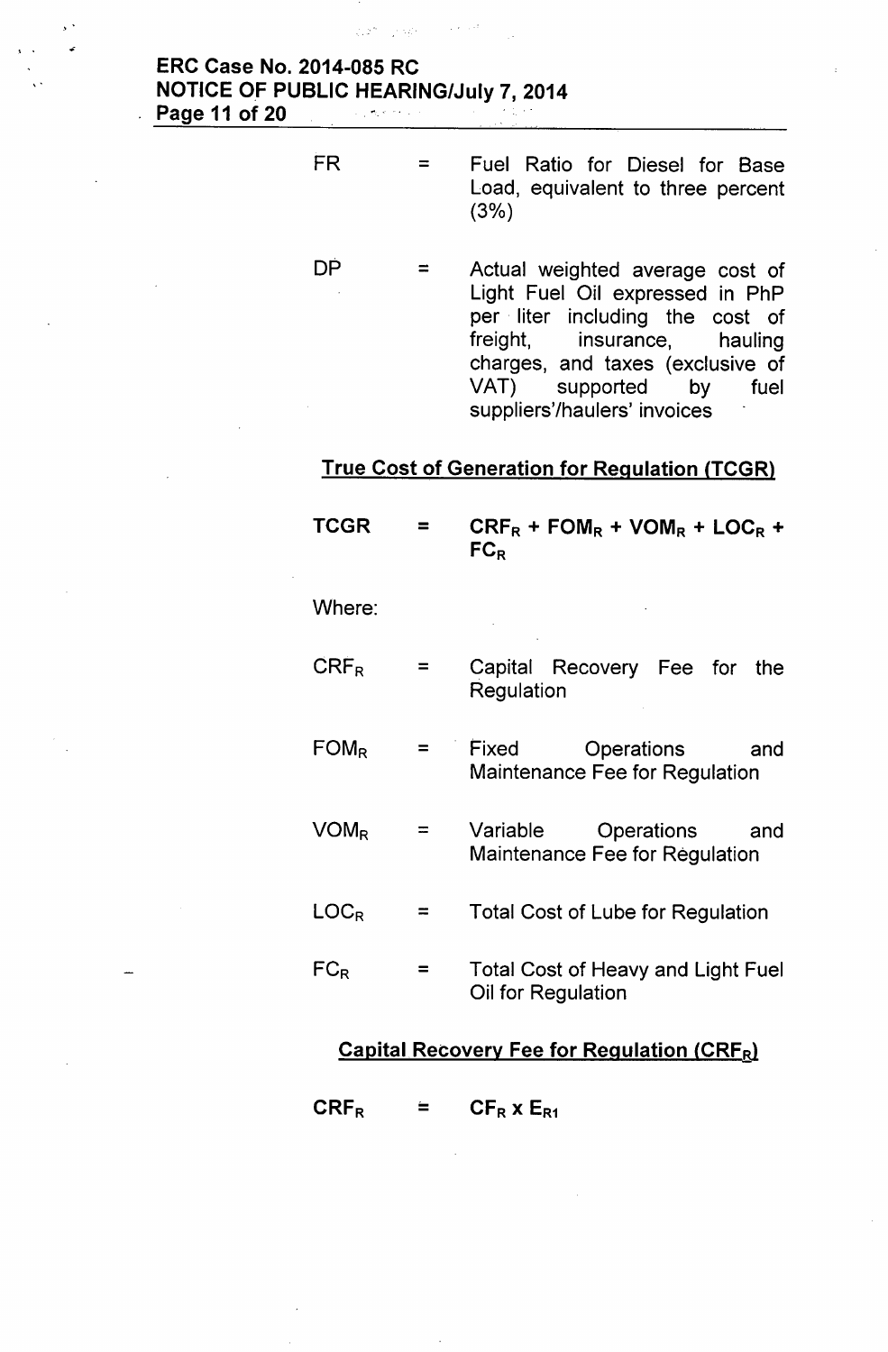FR = Fuel Ratio for Diesel for Base Load, equivalent to three percent (3%)

DP = Actual weighted average cost of Light Fuel Oil expressed in PhP per liter including the cost of freight, insurance, hauling charges, and taxes (exclusive of VAT) supported by fuel suppliers'/haulers' invoices

**True Cost of Generation for Regulation (TCGR)**

$$\textbf{TCGR} = \textbf{CRF}_R + \textbf{FOM}_R + \textbf{VOM}_R + \textbf{LOC}_R + \textbf{FC}_R$$

Where:

$CRF_R$ = Capital Recovery Fee for the Regulation

$FOM_R$ = Fixed Operations and Maintenance Fee for Regulation

$VOM_R$ = Variable Operations and Maintenance Fee for Regulation

$LOC_R$ = Total Cost of Lube for Regulation

$FC_R$ = Total Cost of Heavy and Light Fuel Oil for Regulation

**Capital Recovery Fee for Regulation ($CRF_R$)**

$$\textbf{CRF}_R = \textbf{CF}_R \times \textbf{E}_{R1}$$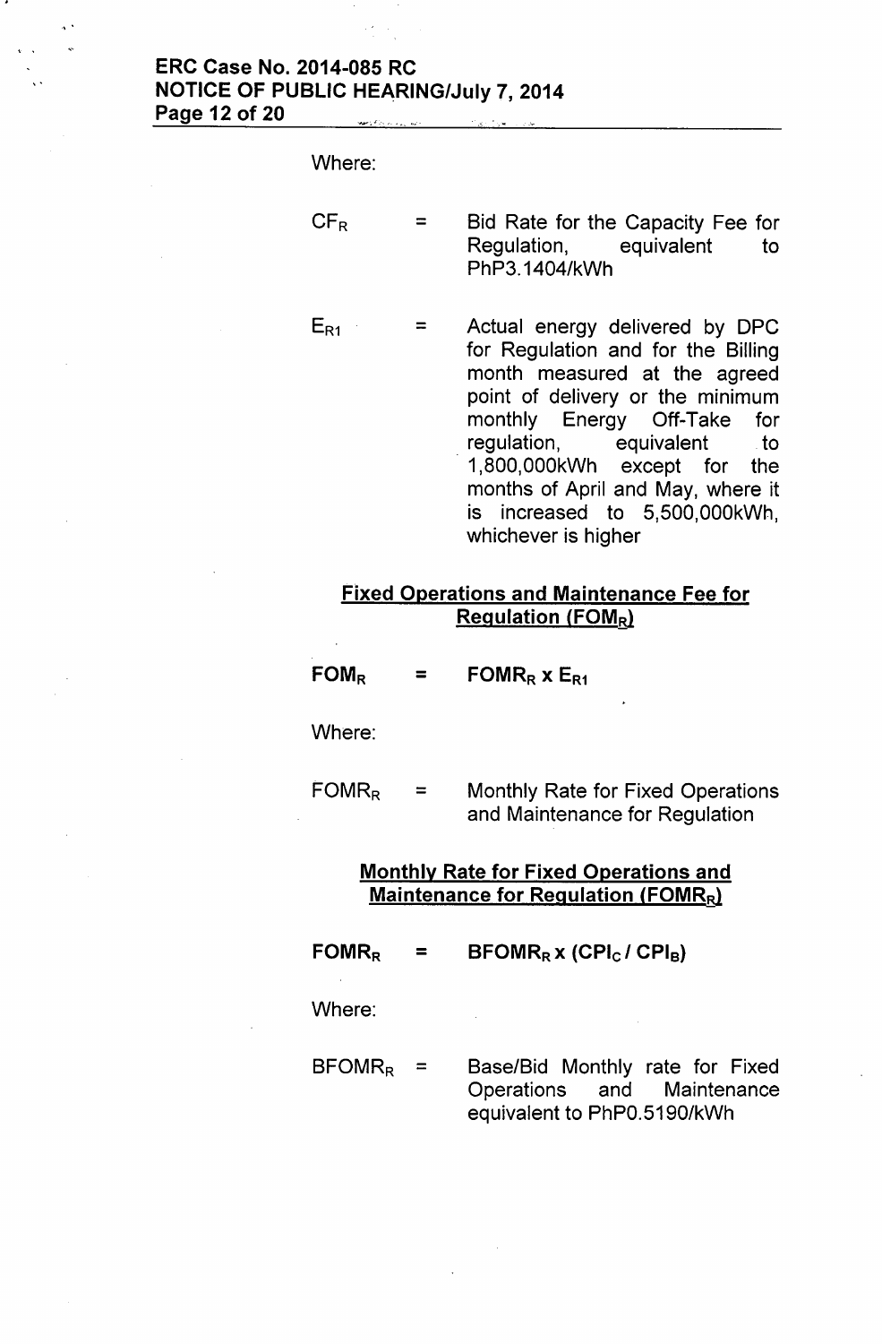Where:

$CF_R$ = Bid Rate for the Capacity Fee for Regulation, equivalent to PhP3.1404/kWh

$E_{R1}$ = Actual energy delivered by DPC for Regulation and for the Billing month measured at the agreed point of delivery or the minimum monthly Energy Off-Take for regulation, equivalent to 1,800,000kWh except for the months of April and May, where it is increased to 5,500,000kWh, whichever is higher

**Fixed Operations and Maintenance Fee for Regulation ($FOM_R$)**

$$FOM_R = FOMR_R \times E_{R1}$$

Where:

$FOMR_R$ = Monthly Rate for Fixed Operations and Maintenance for Regulation

**Monthly Rate for Fixed Operations and Maintenance for Regulation ($FOMR_R$)**

$$FOMR_R = BFOMR_R \times (CPI_C / CPI_B)$$

Where:

$BFOMR_R$ = Base/Bid Monthly rate for Fixed Operations and Maintenance equivalent to PhP0.5190/kWh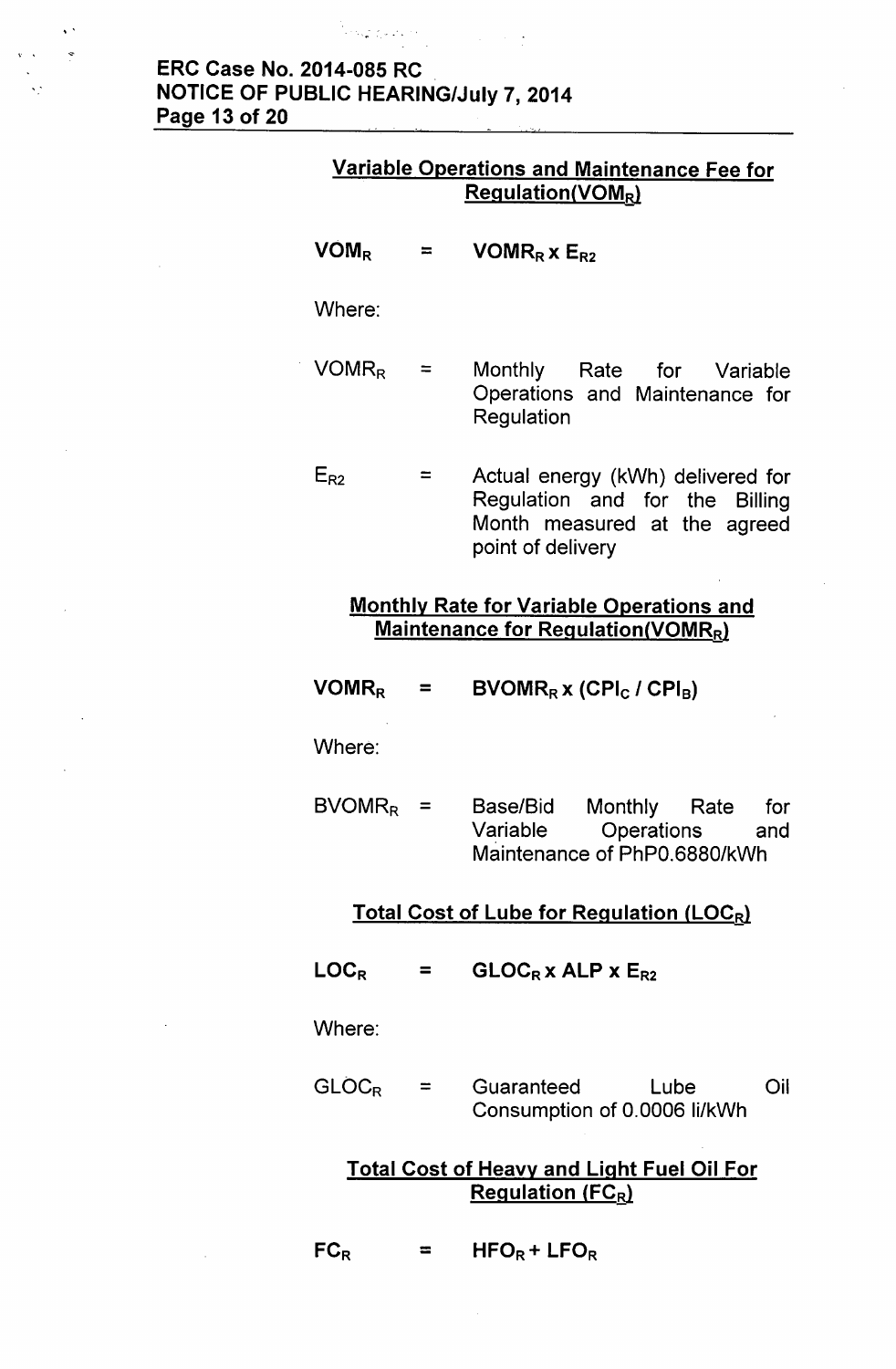**Variable Operations and Maintenance Fee for Regulation($VOM_R$)**

$$VOM_R = VOMR_R \times E_{R2}$$

Where:

$VOMR_R$ = Monthly Rate for Variable Operations and Maintenance for Regulation

$E_{R2}$ = Actual energy (kWh) delivered for Regulation and for the Billing Month measured at the agreed point of delivery

**Monthly Rate for Variable Operations and Maintenance for Regulation($VOMR_R$)**

$$VOMR_R = BVOMR_R \times (CPI_C / CPI_B)$$

Where:

$BVOMR_R$ = Base/Bid Monthly Rate for Variable Operations and Maintenance of PhP0.6880/kWh

**Total Cost of Lube for Regulation ($LOC_R$)**

$$LOC_R = GLOC_R \times ALP \times E_{R2}$$

Where:

$GLOC_R$ = Guaranteed Lube Oil Consumption of 0.0006 li/kWh

**Total Cost of Heavy and Light Fuel Oil For Regulation ($FC_R$)**

$$FC_R = HFO_R + LFO_R$$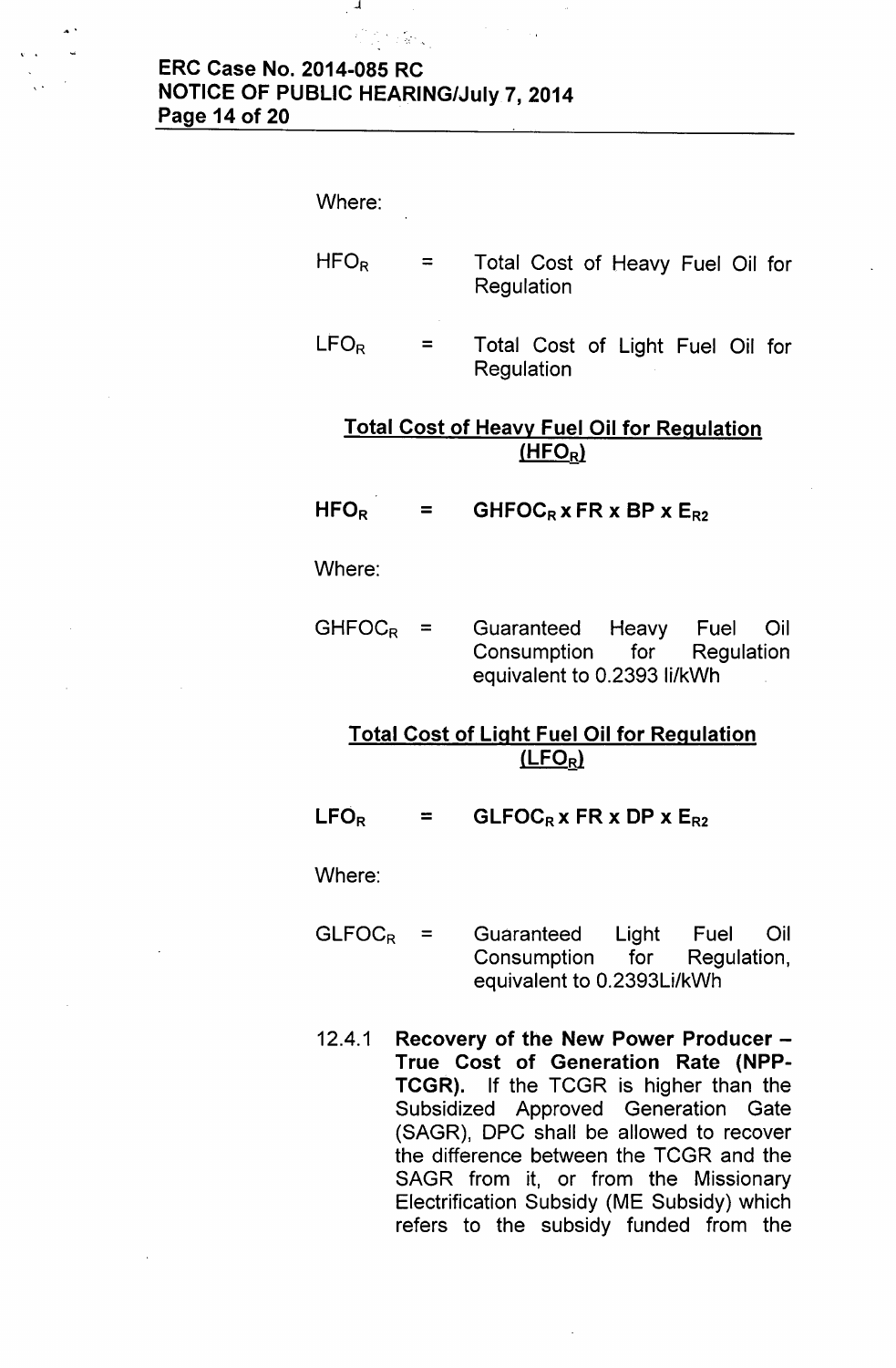Where:

$HFO_R$ = Total Cost of Heavy Fuel Oil for Regulation

$LFO_R$ = Total Cost of Light Fuel Oil for Regulation

**<u>Total Cost of Heavy Fuel Oil for Regulation ($HFO_R$)</u>**

$$HFO_R = GHFOC_R \times FR \times BP \times E_{R2}$$

Where:

$GHFOC_R$ = Guaranteed Heavy Fuel Oil Consumption for Regulation equivalent to 0.2393 li/kWh

**<u>Total Cost of Light Fuel Oil for Regulation ($LFO_R$)</u>**

$$LFO_R = GLFOC_R \times FR \times DP \times E_{R2}$$

Where:

$GLFOC_R$ = Guaranteed Light Fuel Oil Consumption for Regulation, equivalent to 0.2393Li/kWh

12.4.1 **Recovery of the New Power Producer – True Cost of Generation Rate (NPP-TCGR).** If the TCGR is higher than the Subsidized Approved Generation Gate (SAGR), DPC shall be allowed to recover the difference between the TCGR and the SAGR from it, or from the Missionary Electrification Subsidy (ME Subsidy) which refers to the subsidy funded from the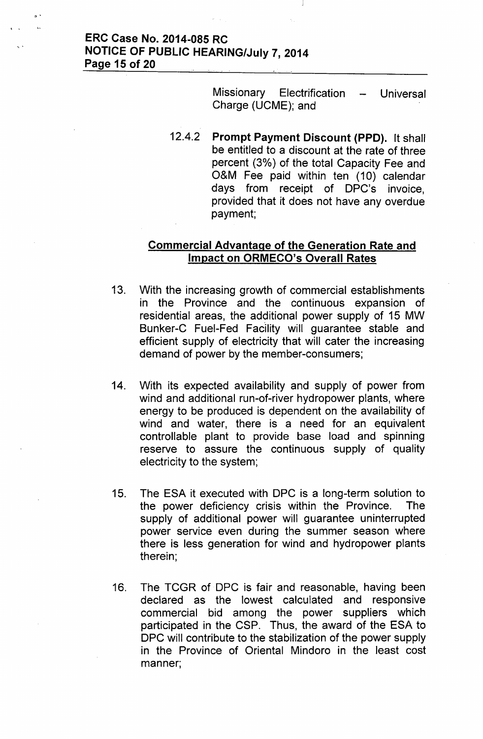Missionary Electrification – Universal Charge (UCME); and

12.4.2 **Prompt Payment Discount (PPD).** It shall be entitled to a discount at the rate of three percent (3%) of the total Capacity Fee and O&M Fee paid within ten (10) calendar days from receipt of DPC's invoice, provided that it does not have any overdue payment;

**Commercial Advantage of the Generation Rate and Impact on ORMECO's Overall Rates**

13. With the increasing growth of commercial establishments in the Province and the continuous expansion of residential areas, the additional power supply of 15 MW Bunker-C Fuel-Fed Facility will guarantee stable and efficient supply of electricity that will cater the increasing demand of power by the member-consumers;

14. With its expected availability and supply of power from wind and additional run-of-river hydropower plants, where energy to be produced is dependent on the availability of wind and water, there is a need for an equivalent controllable plant to provide base load and spinning reserve to assure the continuous supply of quality electricity to the system;

15. The ESA it executed with DPC is a long-term solution to the power deficiency crisis within the Province. The supply of additional power will guarantee uninterrupted power service even during the summer season where there is less generation for wind and hydropower plants therein;

16. The TCGR of DPC is fair and reasonable, having been declared as the lowest calculated and responsive commercial bid among the power suppliers which participated in the CSP. Thus, the award of the ESA to DPC will contribute to the stabilization of the power supply in the Province of Oriental Mindoro in the least cost manner;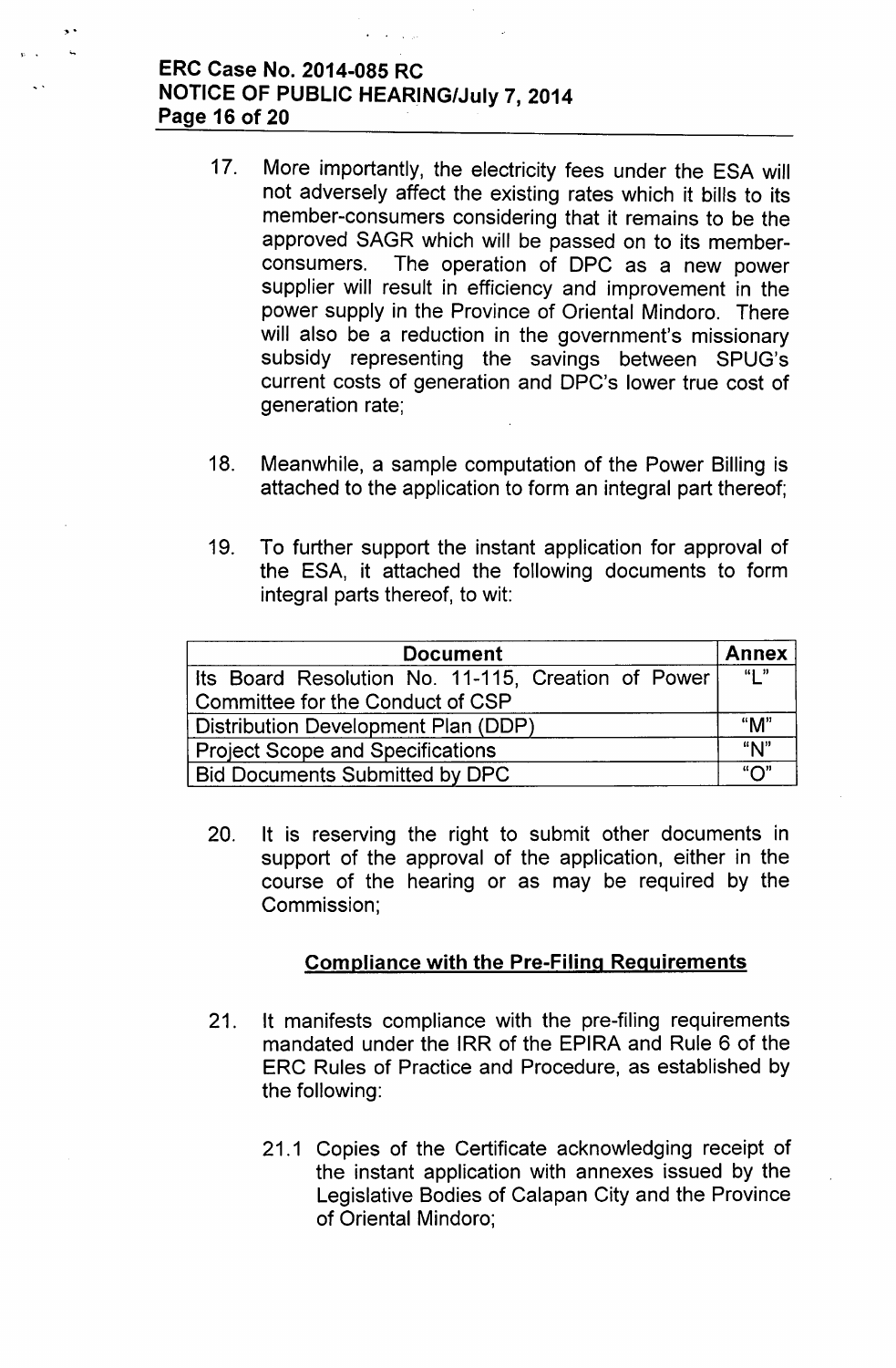17. More importantly, the electricity fees under the ESA will not adversely affect the existing rates which it bills to its member-consumers considering that it remains to be the approved SAGR which will be passed on to its member-consumers. The operation of DPC as a new power supplier will result in efficiency and improvement in the power supply in the Province of Oriental Mindoro. There will also be a reduction in the government's missionary subsidy representing the savings between SPUG's current costs of generation and DPC's lower true cost of generation rate;

18. Meanwhile, a sample computation of the Power Billing is attached to the application to form an integral part thereof;

19. To further support the instant application for approval of the ESA, it attached the following documents to form integral parts thereof, to wit:

| Document | Annex |
|---|---|
| Its Board Resolution No. 11-115, Creation of Power Committee for the Conduct of CSP | "L" |
| Distribution Development Plan (DDP) | "M" |
| Project Scope and Specifications | "N" |
| Bid Documents Submitted by DPC | "O" |

20. It is reserving the right to submit other documents in support of the approval of the application, either in the course of the hearing or as may be required by the Commission;

**Compliance with the Pre-Filing Requirements**

21. It manifests compliance with the pre-filing requirements mandated under the IRR of the EPIRA and Rule 6 of the ERC Rules of Practice and Procedure, as established by the following:

    21.1 Copies of the Certificate acknowledging receipt of the instant application with annexes issued by the Legislative Bodies of Calapan City and the Province of Oriental Mindoro;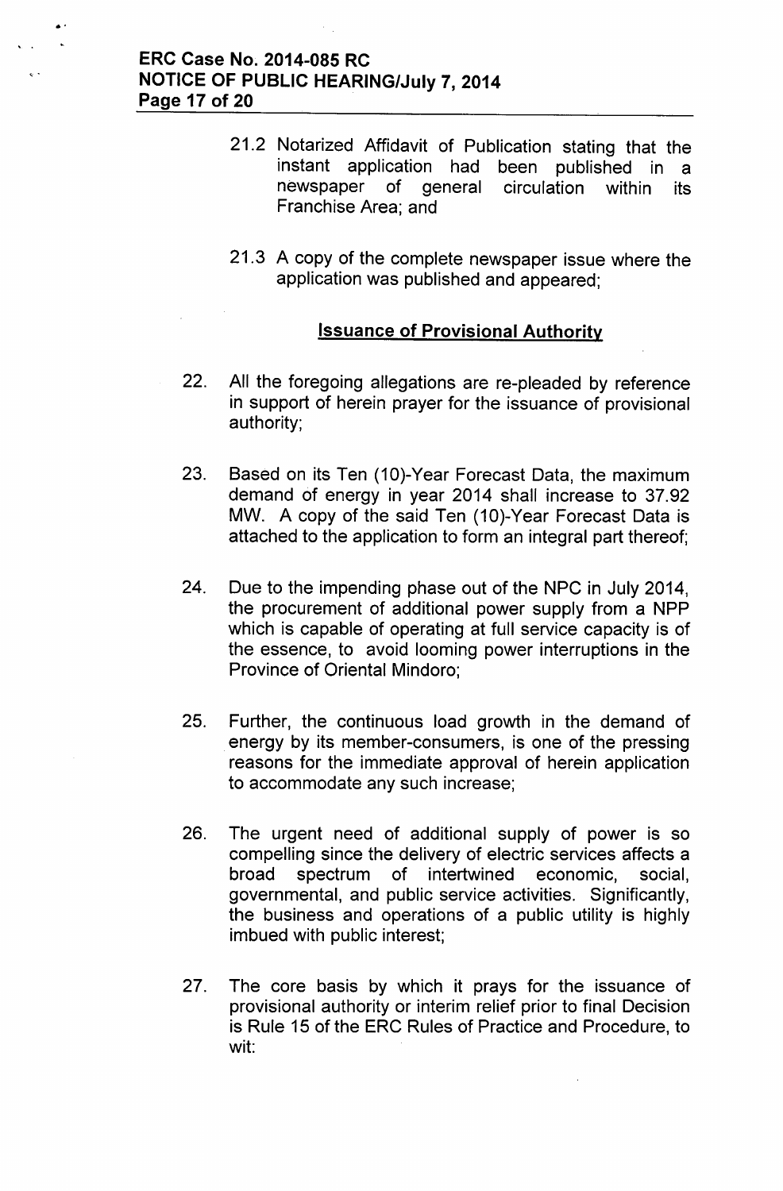21.2 Notarized Affidavit of Publication stating that the instant application had been published in a newspaper of general circulation within its Franchise Area; and

21.3 A copy of the complete newspaper issue where the application was published and appeared;

## Issuance of Provisional Authority

22. All the foregoing allegations are re-pleaded by reference in support of herein prayer for the issuance of provisional authority;

23. Based on its Ten (10)-Year Forecast Data, the maximum demand of energy in year 2014 shall increase to 37.92 MW. A copy of the said Ten (10)-Year Forecast Data is attached to the application to form an integral part thereof;

24. Due to the impending phase out of the NPC in July 2014, the procurement of additional power supply from a NPP which is capable of operating at full service capacity is of the essence, to avoid looming power interruptions in the Province of Oriental Mindoro;

25. Further, the continuous load growth in the demand of energy by its member-consumers, is one of the pressing reasons for the immediate approval of herein application to accommodate any such increase;

26. The urgent need of additional supply of power is so compelling since the delivery of electric services affects a broad spectrum of intertwined economic, social, governmental, and public service activities. Significantly, the business and operations of a public utility is highly imbued with public interest;

27. The core basis by which it prays for the issuance of provisional authority or interim relief prior to final Decision is Rule 15 of the ERC Rules of Practice and Procedure, to wit: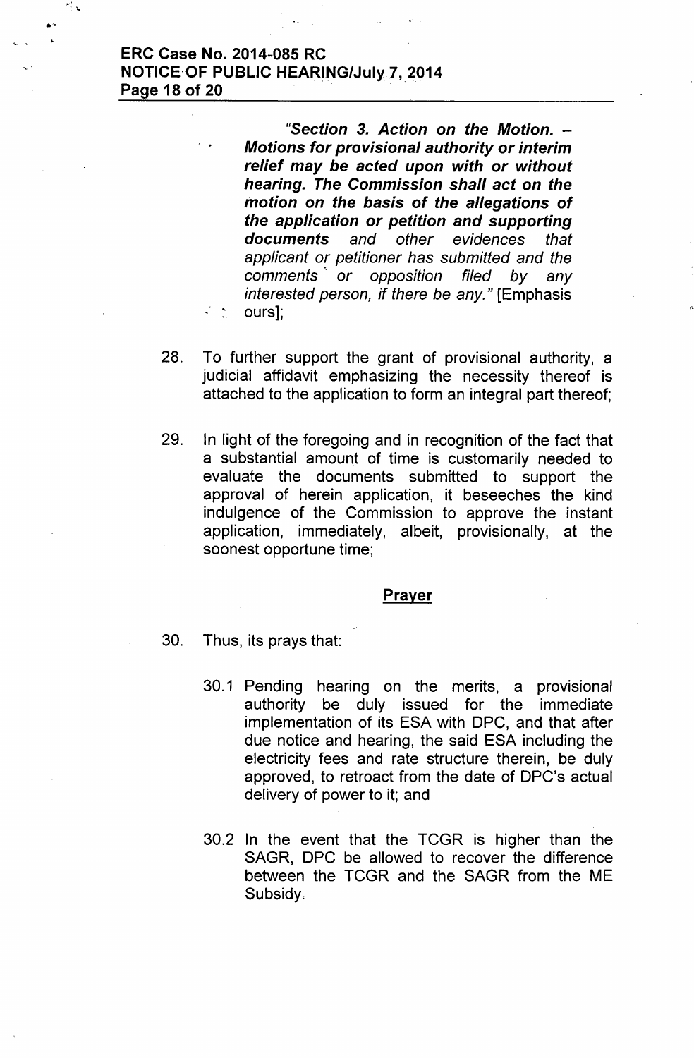> *"**Section 3. Action on the Motion. – Motions for provisional authority or interim relief may be acted upon with or without hearing. The Commission shall act on the motion on the basis of the allegations of the application or petition and supporting documents** and other evidences that applicant or petitioner has submitted and the comments or opposition filed by any interested person, if there be any."* [Emphasis ours];

28. To further support the grant of provisional authority, a judicial affidavit emphasizing the necessity thereof is attached to the application to form an integral part thereof;

29. In light of the foregoing and in recognition of the fact that a substantial amount of time is customarily needed to evaluate the documents submitted to support the approval of herein application, it beseeches the kind indulgence of the Commission to approve the instant application, immediately, albeit, provisionally, at the soonest opportune time;

## Prayer

30. Thus, its prays that:

    30.1 Pending hearing on the merits, a provisional authority be duly issued for the immediate implementation of its ESA with DPC, and that after due notice and hearing, the said ESA including the electricity fees and rate structure therein, be duly approved, to retroact from the date of DPC's actual delivery of power to it; and

    30.2 In the event that the TCGR is higher than the SAGR, DPC be allowed to recover the difference between the TCGR and the SAGR from the ME Subsidy.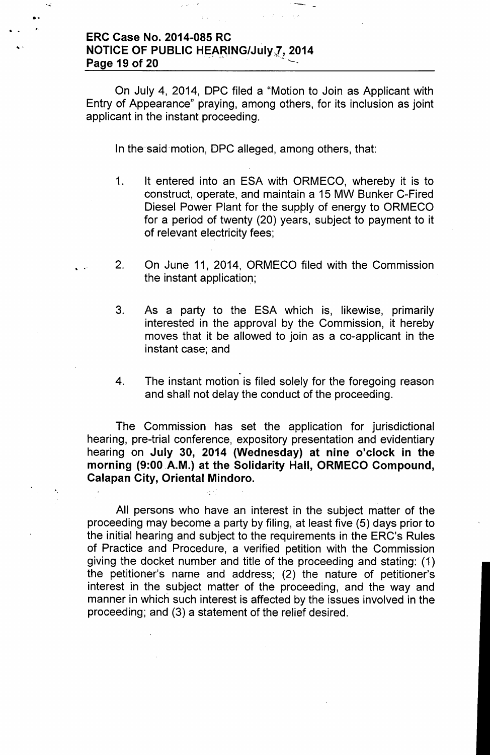On July 4, 2014, DPC filed a "Motion to Join as Applicant with Entry of Appearance" praying, among others, for its inclusion as joint applicant in the instant proceeding.

In the said motion, DPC alleged, among others, that:

1. It entered into an ESA with ORMECO, whereby it is to construct, operate, and maintain a 15 MW Bunker C-Fired Diesel Power Plant for the supply of energy to ORMECO for a period of twenty (20) years, subject to payment to it of relevant electricity fees;

2. On June 11, 2014, ORMECO filed with the Commission the instant application;

3. As a party to the ESA which is, likewise, primarily interested in the approval by the Commission, it hereby moves that it be allowed to join as a co-applicant in the instant case; and

4. The instant motion is filed solely for the foregoing reason and shall not delay the conduct of the proceeding.

The Commission has set the application for jurisdictional hearing, pre-trial conference, expository presentation and evidentiary hearing on **July 30, 2014 (Wednesday) at nine o'clock in the morning (9:00 A.M.) at the Solidarity Hall, ORMECO Compound, Calapan City, Oriental Mindoro.**

All persons who have an interest in the subject matter of the proceeding may become a party by filing, at least five (5) days prior to the initial hearing and subject to the requirements in the ERC's Rules of Practice and Procedure, a verified petition with the Commission giving the docket number and title of the proceeding and stating: (1) the petitioner's name and address; (2) the nature of petitioner's interest in the subject matter of the proceeding, and the way and manner in which such interest is affected by the issues involved in the proceeding; and (3) a statement of the relief desired.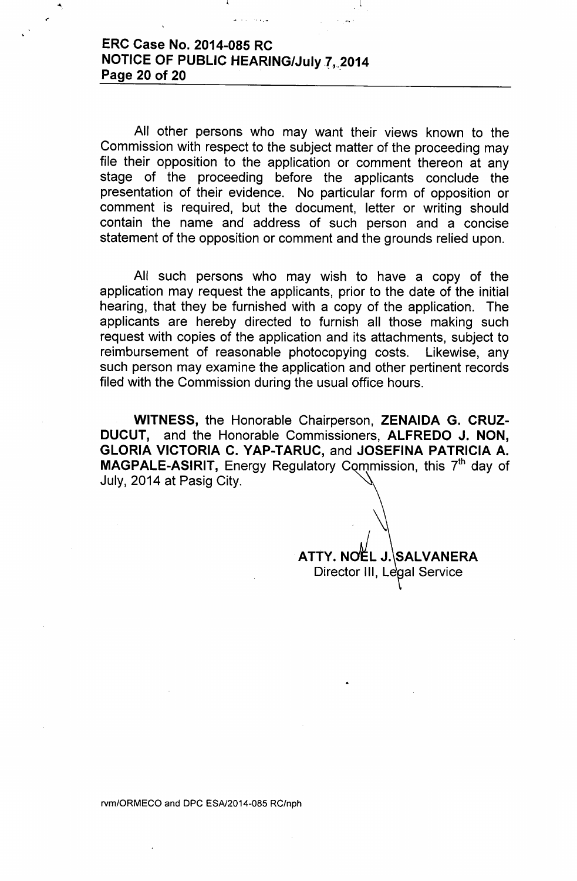All other persons who may want their views known to the Commission with respect to the subject matter of the proceeding may file their opposition to the application or comment thereon at any stage of the proceeding before the applicants conclude the presentation of their evidence. No particular form of opposition or comment is required, but the document, letter or writing should contain the name and address of such person and a concise statement of the opposition or comment and the grounds relied upon.

All such persons who may wish to have a copy of the application may request the applicants, prior to the date of the initial hearing, that they be furnished with a copy of the application. The applicants are hereby directed to furnish all those making such request with copies of the application and its attachments, subject to reimbursement of reasonable photocopying costs. Likewise, any such person may examine the application and other pertinent records filed with the Commission during the usual office hours.

**WITNESS,** the Honorable Chairperson, **ZENAIDA G. CRUZ-DUCUT,** and the Honorable Commissioners, **ALFREDO J. NON, GLORIA VICTORIA C. YAP-TARUC,** and **JOSEFINA PATRICIA A. MAGPALE-ASIRIT,** Energy Regulatory Commission, this 7th day of July, 2014 at Pasig City.

**ATTY. NOEL J. SALVANERA**
Director III, Legal Service

rvm/ORMECO and DPC ESA/2014-085 RC/nph